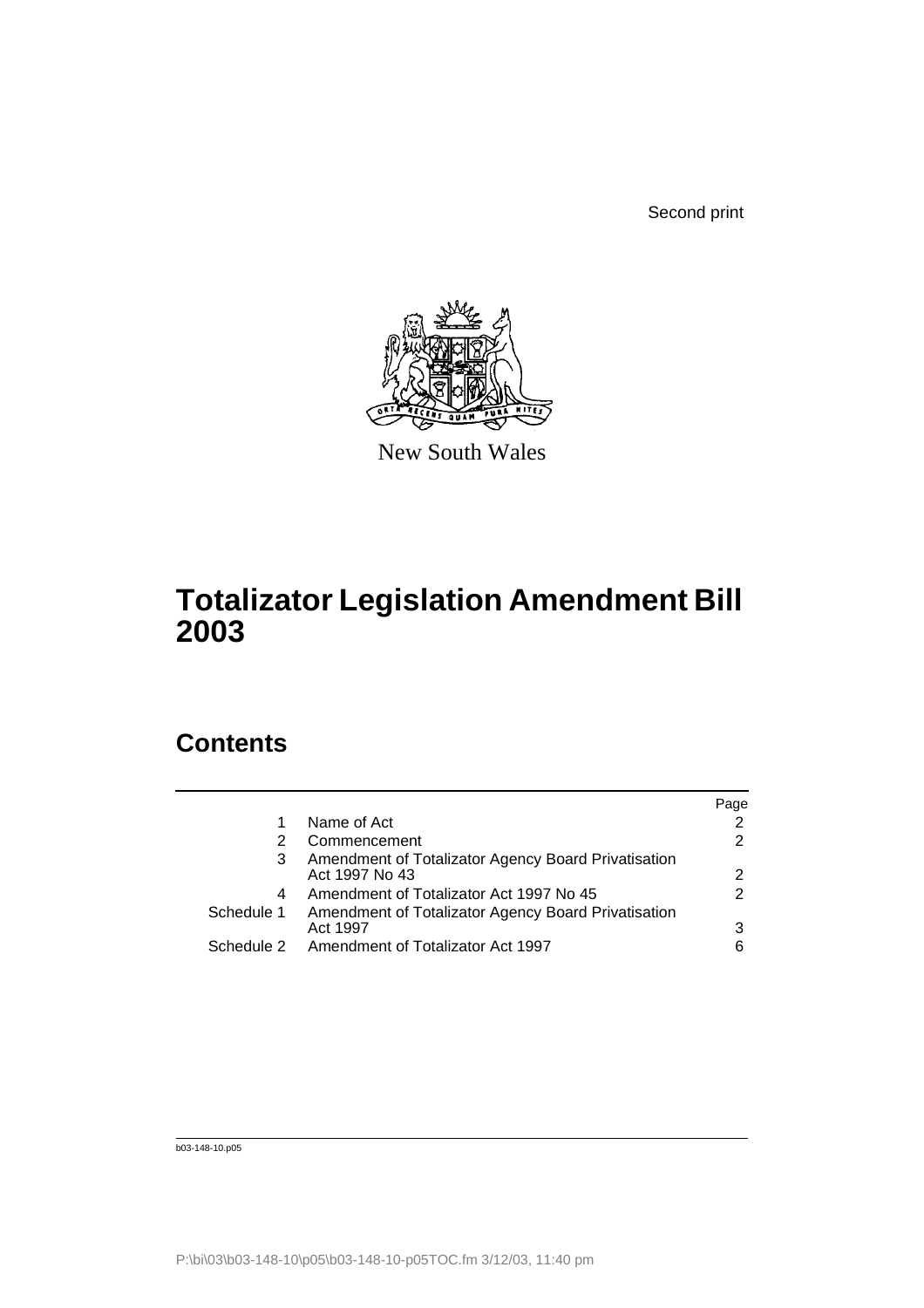Second print

New South Wales

# Totalizator Legislation Amendment Bill 2003

## Contents

| | | Page |
|---|---|---|
| 1 | Name of Act | 2 |
| 2 | Commencement | 2 |
| 3 | Amendment of Totalizator Agency Board Privatisation Act 1997 No 43 | 2 |
| 4 | Amendment of Totalizator Act 1997 No 45 | 2 |
| Schedule 1 | Amendment of Totalizator Agency Board Privatisation Act 1997 | 3 |
| Schedule 2 | Amendment of Totalizator Act 1997 | 6 |

b03-148-10.p05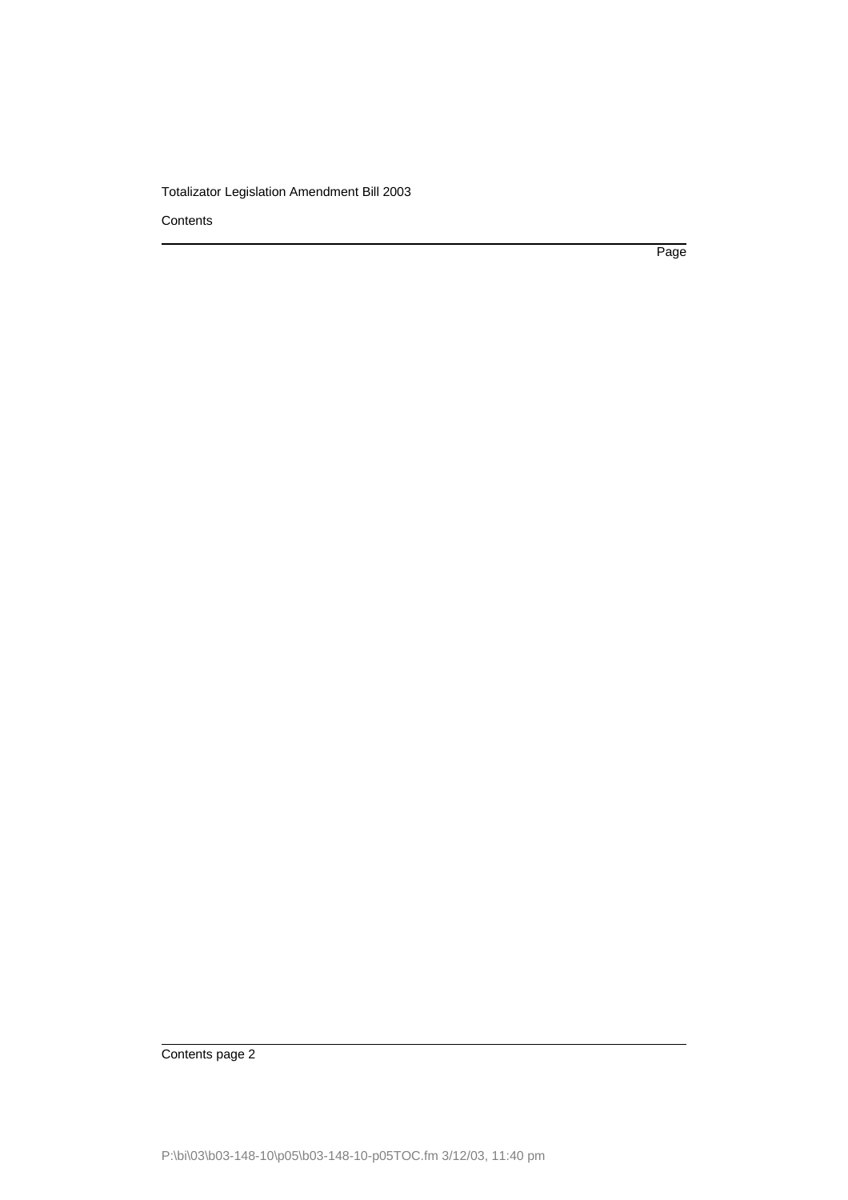Contents

Page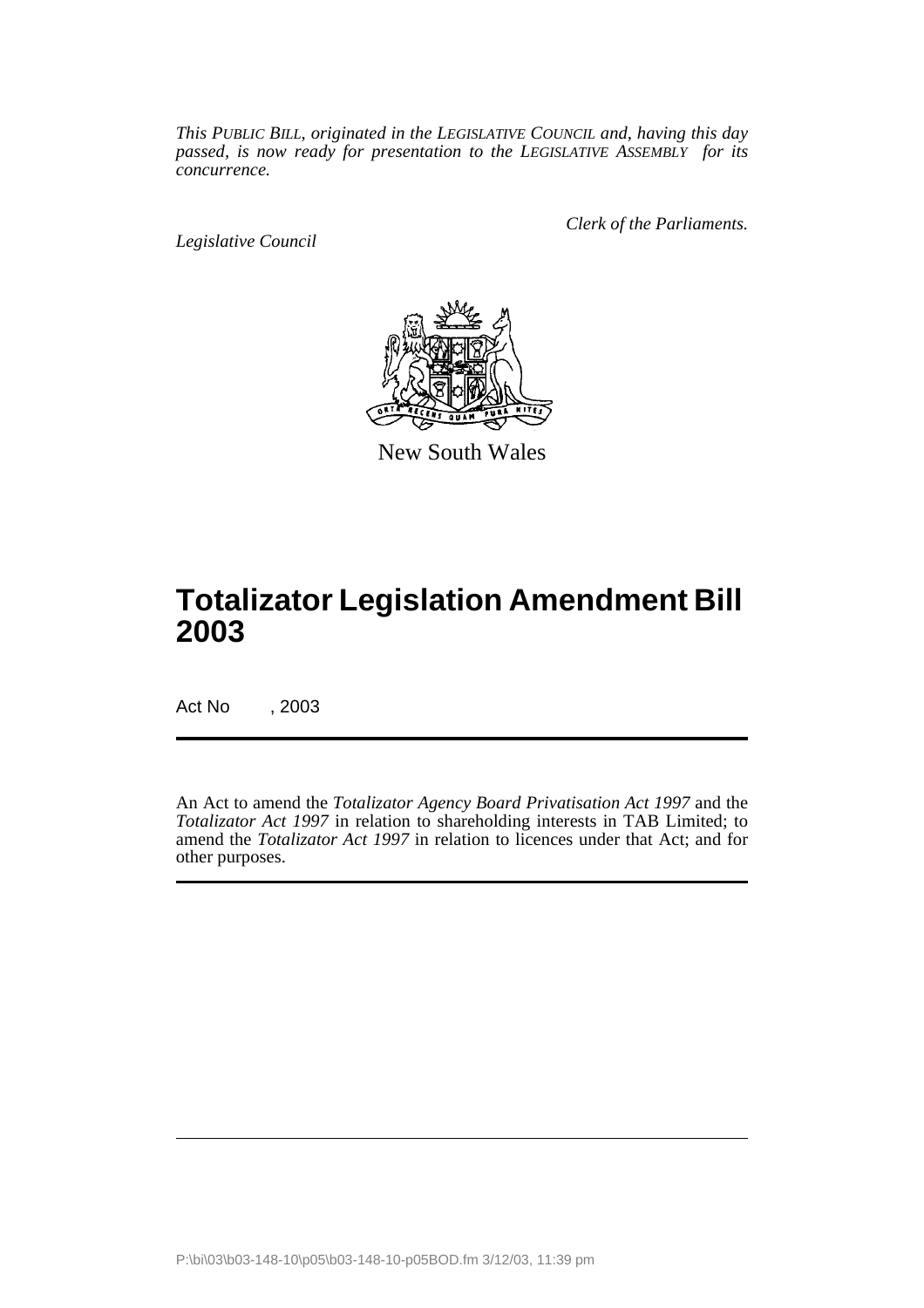*This PUBLIC BILL, originated in the LEGISLATIVE COUNCIL and, having this day passed, is now ready for presentation to the LEGISLATIVE ASSEMBLY for its concurrence.*

*Legislative Council*

*Clerk of the Parliaments.*

New South Wales

# Totalizator Legislation Amendment Bill 2003

Act No , 2003

An Act to amend the *Totalizator Agency Board Privatisation Act 1997* and the *Totalizator Act 1997* in relation to shareholding interests in TAB Limited; to amend the *Totalizator Act 1997* in relation to licences under that Act; and for other purposes.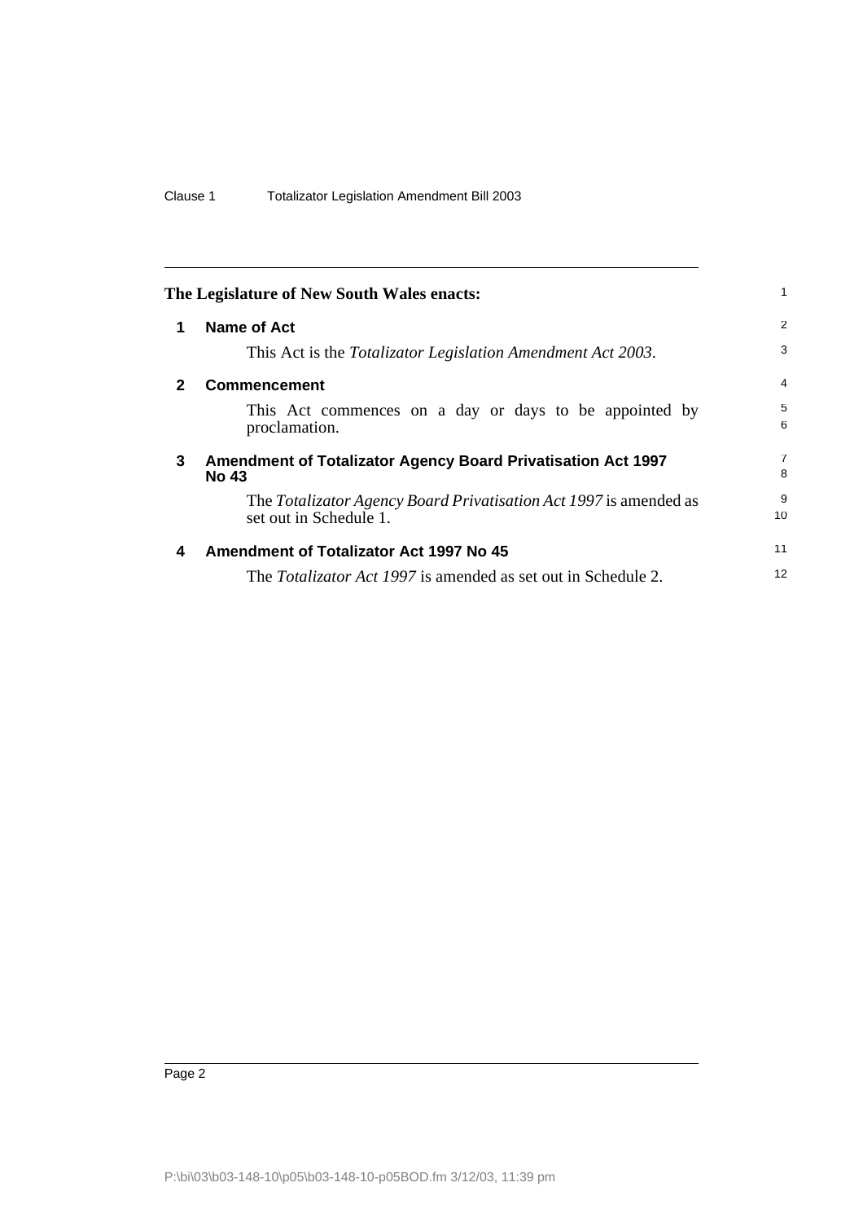**The Legislature of New South Wales enacts:**

## 1 Name of Act

This Act is the *Totalizator Legislation Amendment Act 2003*.

## 2 Commencement

This Act commences on a day or days to be appointed by proclamation.

## 3 Amendment of Totalizator Agency Board Privatisation Act 1997 No 43

The *Totalizator Agency Board Privatisation Act 1997* is amended as set out in Schedule 1.

## 4 Amendment of Totalizator Act 1997 No 45

The *Totalizator Act 1997* is amended as set out in Schedule 2.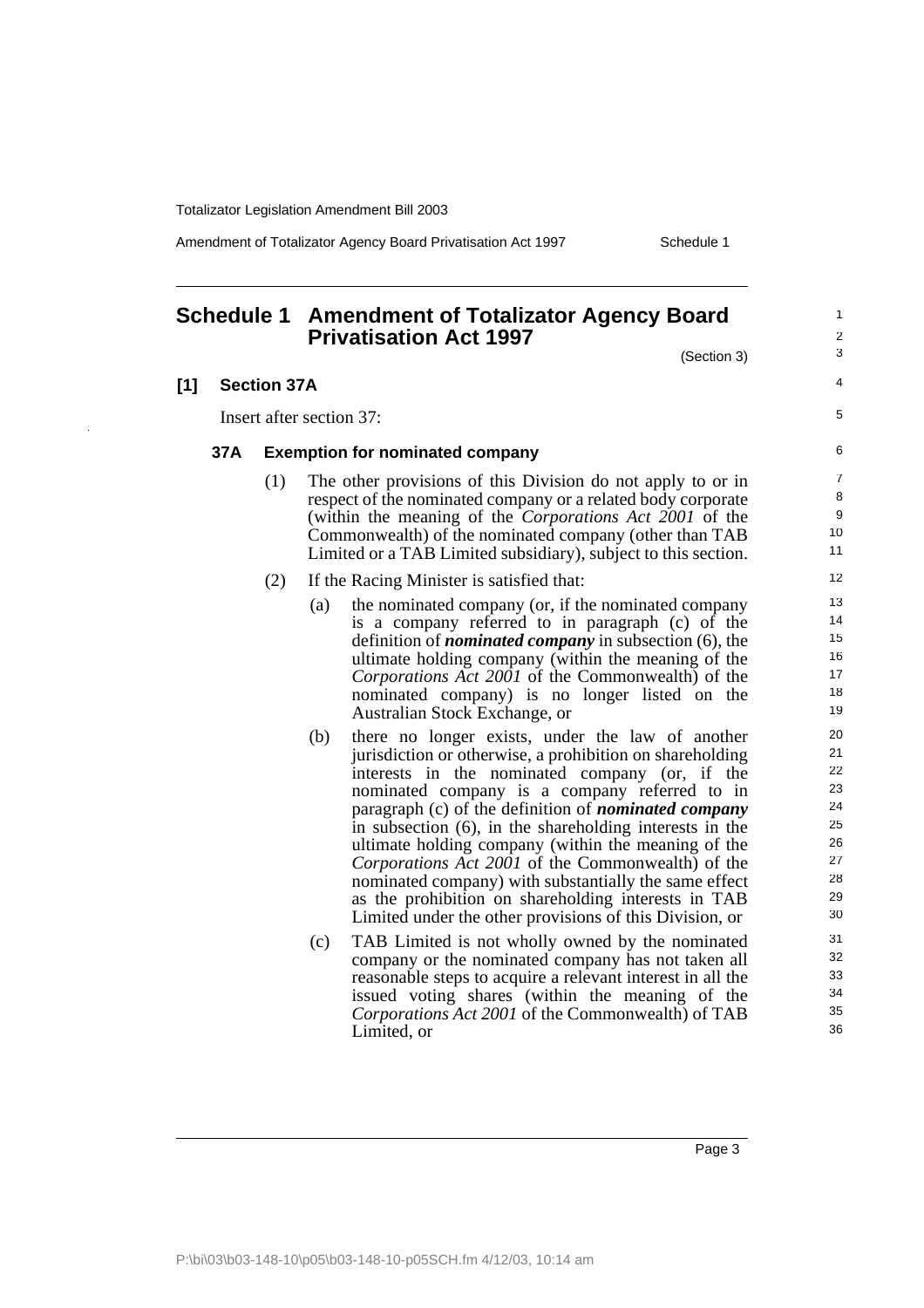# Schedule 1 Amendment of Totalizator Agency Board Privatisation Act 1997

(Section 3)

**[1] Section 37A**

Insert after section 37:

### 37A Exemption for nominated company

(1) The other provisions of this Division do not apply to or in respect of the nominated company or a related body corporate (within the meaning of the *Corporations Act 2001* of the Commonwealth) of the nominated company (other than TAB Limited or a TAB Limited subsidiary), subject to this section.

(2) If the Racing Minister is satisfied that:

(a) the nominated company (or, if the nominated company is a company referred to in paragraph (c) of the definition of ***nominated company*** in subsection (6), the ultimate holding company (within the meaning of the *Corporations Act 2001* of the Commonwealth) of the nominated company) is no longer listed on the Australian Stock Exchange, or

(b) there no longer exists, under the law of another jurisdiction or otherwise, a prohibition on shareholding interests in the nominated company (or, if the nominated company is a company referred to in paragraph (c) of the definition of ***nominated company*** in subsection (6), in the shareholding interests in the ultimate holding company (within the meaning of the *Corporations Act 2001* of the Commonwealth) of the nominated company) with substantially the same effect as the prohibition on shareholding interests in TAB Limited under the other provisions of this Division, or

(c) TAB Limited is not wholly owned by the nominated company or the nominated company has not taken all reasonable steps to acquire a relevant interest in all the issued voting shares (within the meaning of the *Corporations Act 2001* of the Commonwealth) of TAB Limited, or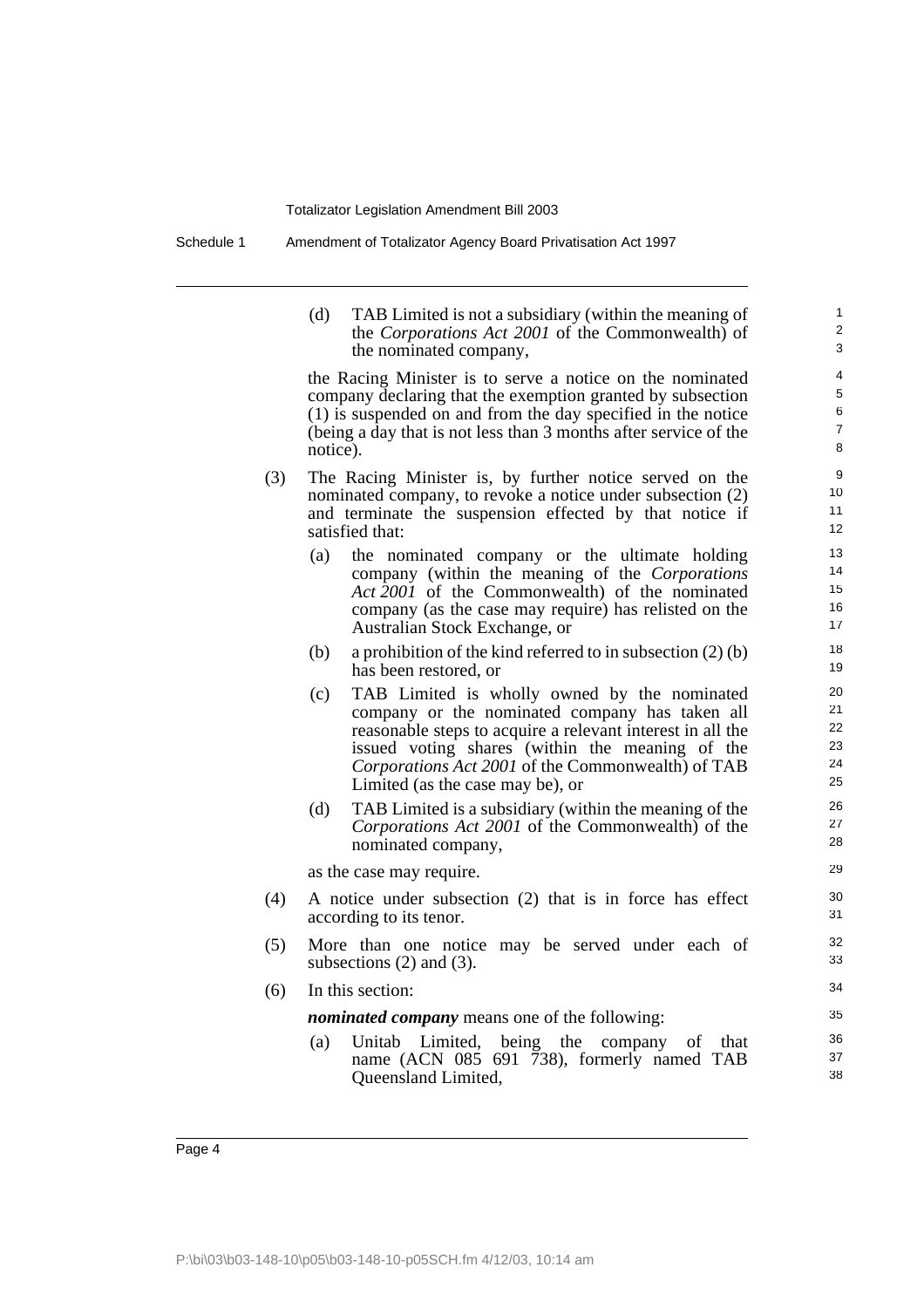(d) TAB Limited is not a subsidiary (within the meaning of the *Corporations Act 2001* of the Commonwealth) of the nominated company,

the Racing Minister is to serve a notice on the nominated company declaring that the exemption granted by subsection (1) is suspended on and from the day specified in the notice (being a day that is not less than 3 months after service of the notice).

(3) The Racing Minister is, by further notice served on the nominated company, to revoke a notice under subsection (2) and terminate the suspension effected by that notice if satisfied that:

(a) the nominated company or the ultimate holding company (within the meaning of the *Corporations Act 2001* of the Commonwealth) of the nominated company (as the case may require) has relisted on the Australian Stock Exchange, or

(b) a prohibition of the kind referred to in subsection (2) (b) has been restored, or

(c) TAB Limited is wholly owned by the nominated company or the nominated company has taken all reasonable steps to acquire a relevant interest in all the issued voting shares (within the meaning of the *Corporations Act 2001* of the Commonwealth) of TAB Limited (as the case may be), or

(d) TAB Limited is a subsidiary (within the meaning of the *Corporations Act 2001* of the Commonwealth) of the nominated company,

as the case may require.

(4) A notice under subsection (2) that is in force has effect according to its tenor.

(5) More than one notice may be served under each of subsections (2) and (3).

(6) In this section:

***nominated company*** means one of the following:

(a) Unitab Limited, being the company of that name (ACN 085 691 738), formerly named TAB Queensland Limited,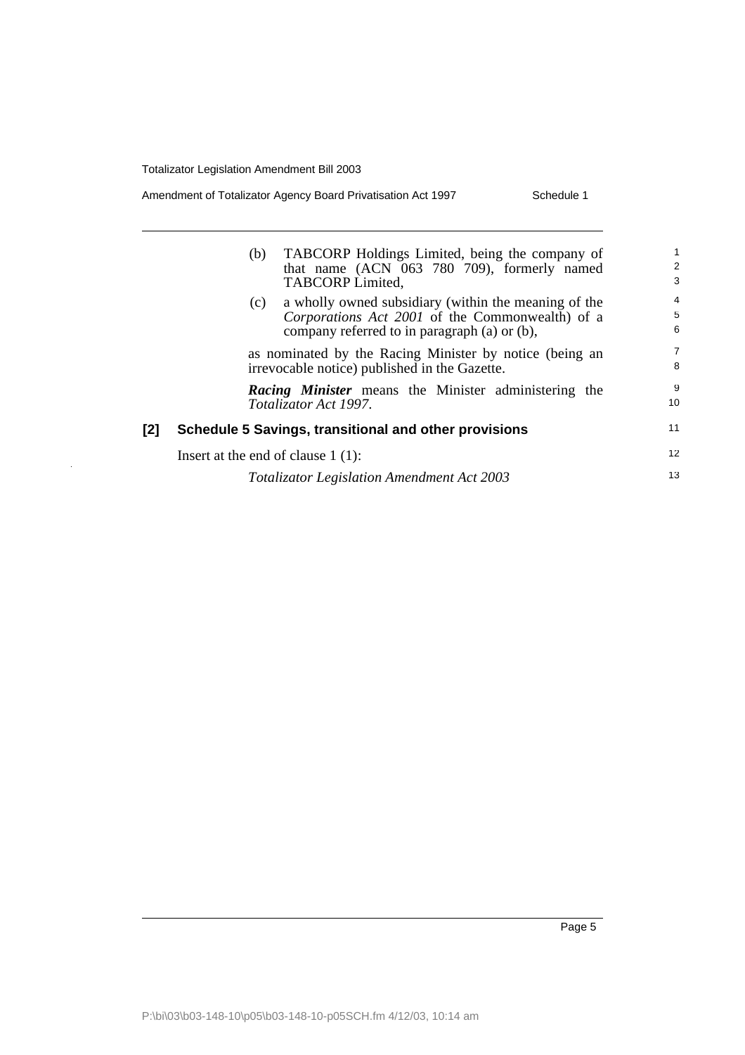(b) TABCORP Holdings Limited, being the company of that name (ACN 063 780 709), formerly named TABCORP Limited,

(c) a wholly owned subsidiary (within the meaning of the *Corporations Act 2001* of the Commonwealth) of a company referred to in paragraph (a) or (b),

as nominated by the Racing Minister by notice (being an irrevocable notice) published in the Gazette.

***Racing Minister*** means the Minister administering the *Totalizator Act 1997*.

### [2] Schedule 5 Savings, transitional and other provisions

Insert at the end of clause 1 (1):

*Totalizator Legislation Amendment Act 2003*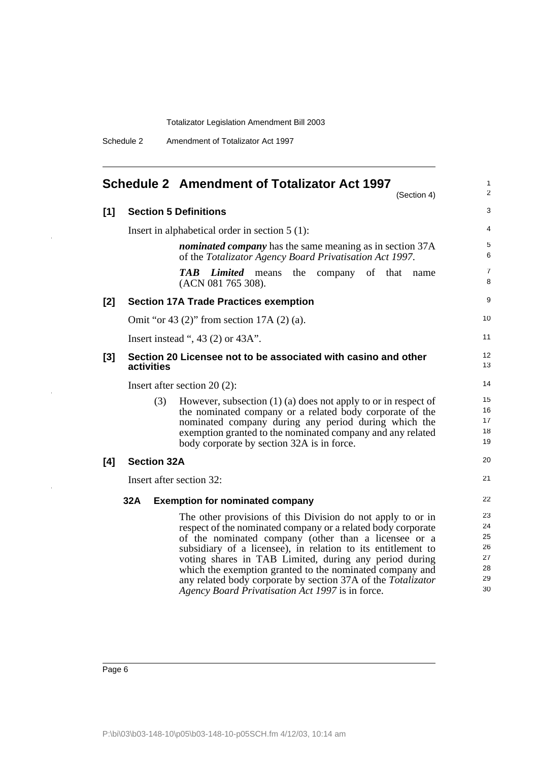## Schedule 2 Amendment of Totalizator Act 1997

(Section 4)

**[1] Section 5 Definitions**

Insert in alphabetical order in section 5 (1):

> ***nominated company*** has the same meaning as in section 37A of the *Totalizator Agency Board Privatisation Act 1997*.
>
> ***TAB Limited*** means the company of that name (ACN 081 765 308).

**[2] Section 17A Trade Practices exemption**

Omit "or 43 (2)" from section 17A (2) (a).

Insert instead ", 43 (2) or 43A".

**[3] Section 20 Licensee not to be associated with casino and other activities**

Insert after section 20 (2):

> (3) However, subsection (1) (a) does not apply to or in respect of the nominated company or a related body corporate of the nominated company during any period during which the exemption granted to the nominated company and any related body corporate by section 32A is in force.

**[4] Section 32A**

Insert after section 32:

> **32A Exemption for nominated company**
>
> The other provisions of this Division do not apply to or in respect of the nominated company or a related body corporate of the nominated company (other than a licensee or a subsidiary of a licensee), in relation to its entitlement to voting shares in TAB Limited, during any period during which the exemption granted to the nominated company and any related body corporate by section 37A of the *Totalizator Agency Board Privatisation Act 1997* is in force.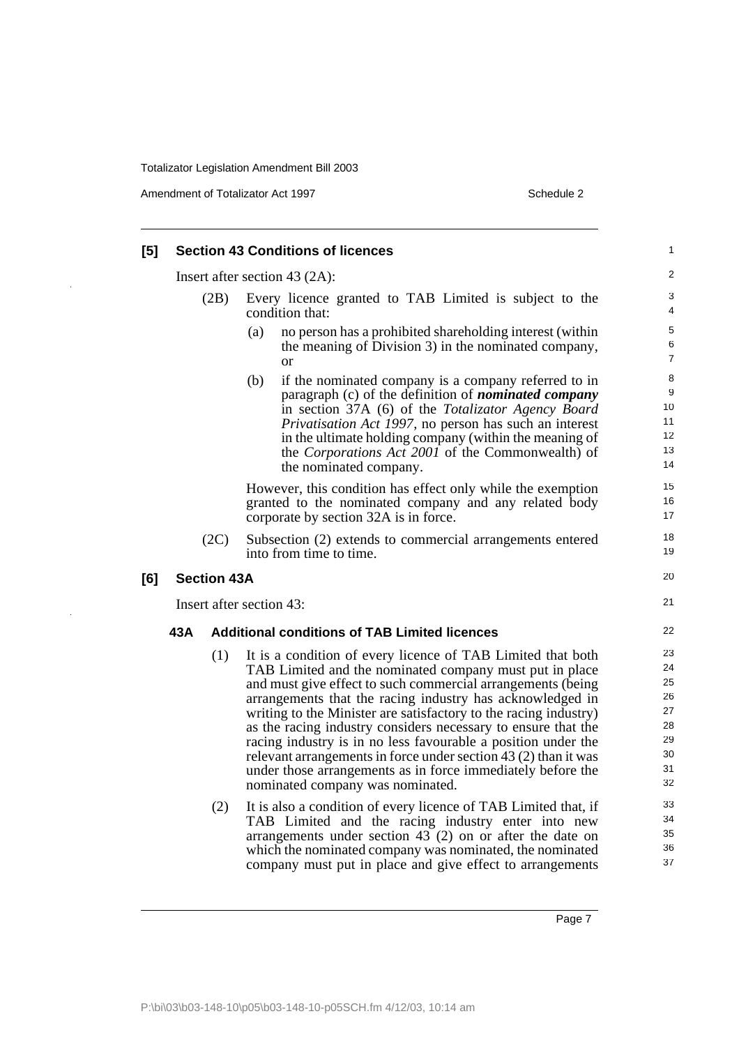## [5] Section 43 Conditions of licences

Insert after section 43 (2A):

(2B) Every licence granted to TAB Limited is subject to the condition that:

(a) no person has a prohibited shareholding interest (within the meaning of Division 3) in the nominated company, or

(b) if the nominated company is a company referred to in paragraph (c) of the definition of ***nominated company*** in section 37A (6) of the *Totalizator Agency Board Privatisation Act 1997*, no person has such an interest in the ultimate holding company (within the meaning of the *Corporations Act 2001* of the Commonwealth) of the nominated company.

However, this condition has effect only while the exemption granted to the nominated company and any related body corporate by section 32A is in force.

(2C) Subsection (2) extends to commercial arrangements entered into from time to time.

## [6] Section 43A

Insert after section 43:

### 43A Additional conditions of TAB Limited licences

(1) It is a condition of every licence of TAB Limited that both TAB Limited and the nominated company must put in place and must give effect to such commercial arrangements (being arrangements that the racing industry has acknowledged in writing to the Minister are satisfactory to the racing industry) as the racing industry considers necessary to ensure that the racing industry is in no less favourable a position under the relevant arrangements in force under section 43 (2) than it was under those arrangements as in force immediately before the nominated company was nominated.

(2) It is also a condition of every licence of TAB Limited that, if TAB Limited and the racing industry enter into new arrangements under section 43 (2) on or after the date on which the nominated company was nominated, the nominated company must put in place and give effect to arrangements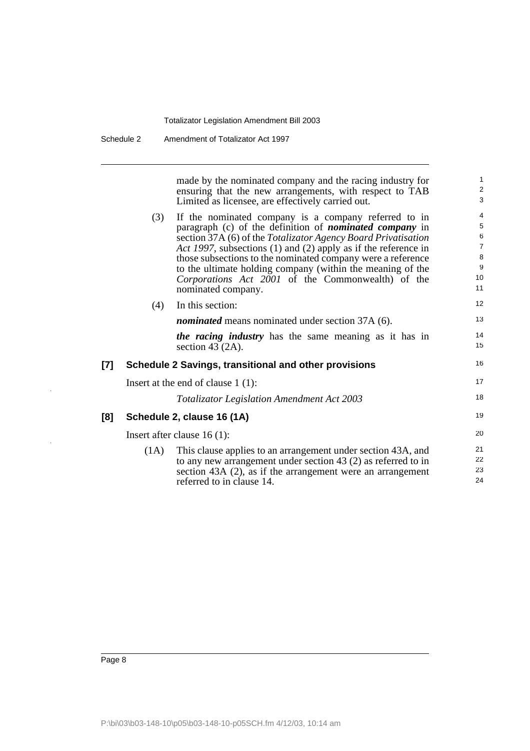made by the nominated company and the racing industry for ensuring that the new arrangements, with respect to TAB Limited as licensee, are effectively carried out.

(3) If the nominated company is a company referred to in paragraph (c) of the definition of ***nominated company*** in section 37A (6) of the *Totalizator Agency Board Privatisation Act 1997*, subsections (1) and (2) apply as if the reference in those subsections to the nominated company were a reference to the ultimate holding company (within the meaning of the *Corporations Act 2001* of the Commonwealth) of the nominated company.

(4) In this section:

***nominated*** means nominated under section 37A (6).

***the racing industry*** has the same meaning as it has in section 43 (2A).

**[7] Schedule 2 Savings, transitional and other provisions**

Insert at the end of clause 1 (1):

*Totalizator Legislation Amendment Act 2003*

**[8] Schedule 2, clause 16 (1A)**

Insert after clause 16 (1):

(1A) This clause applies to an arrangement under section 43A, and to any new arrangement under section 43 (2) as referred to in section 43A (2), as if the arrangement were an arrangement referred to in clause 14.